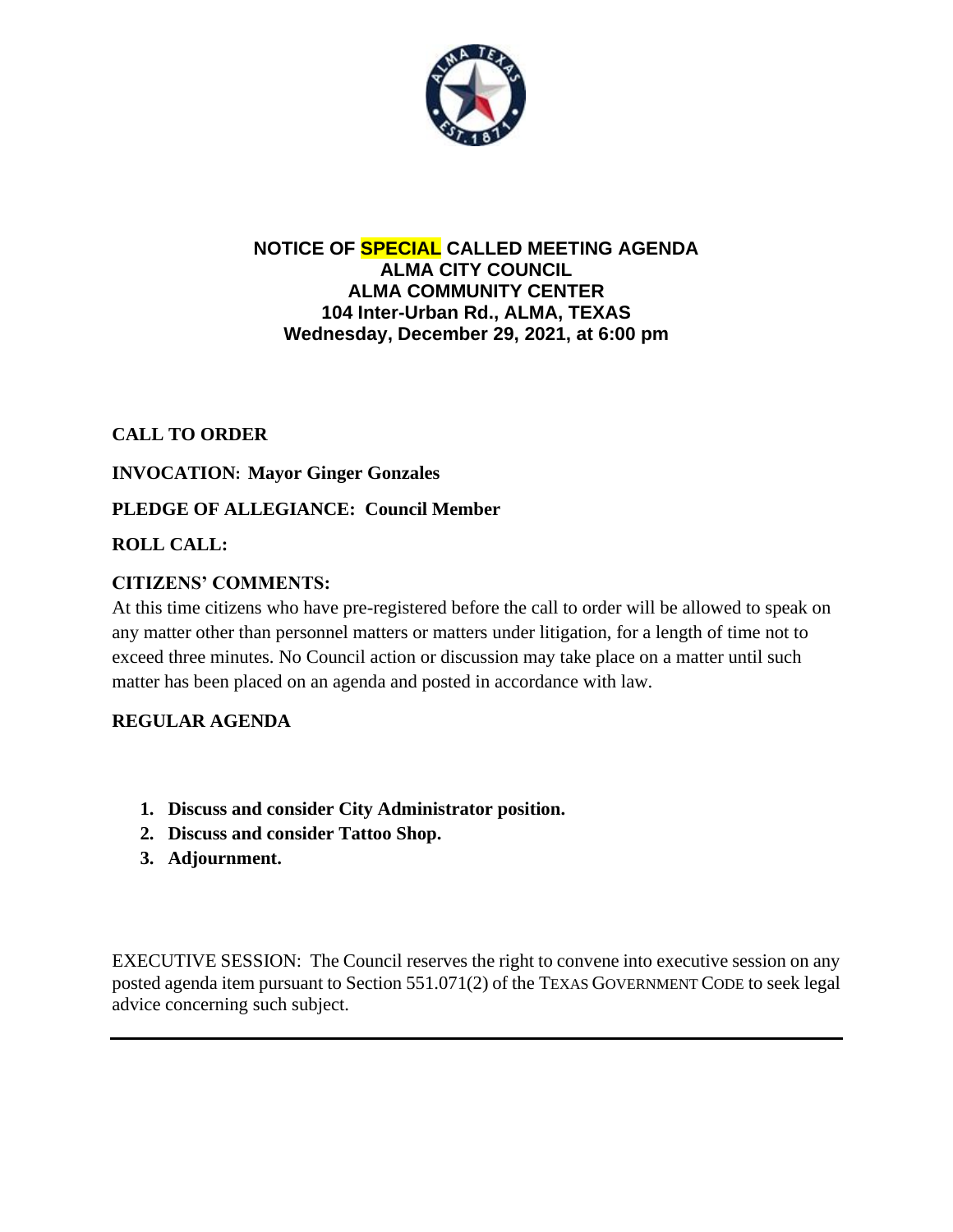# NOTICE OF SPECIAL CALLED MEETING AGENDA
## ALMA CITY COUNCIL
## ALMA COMMUNITY CENTER
## 104 Inter-Urban Rd., ALMA, TEXAS
## Wednesday, December 29, 2021, at 6:00 pm

**CALL TO ORDER**

**INVOCATION: Mayor Ginger Gonzales**

**PLEDGE OF ALLEGIANCE: Council Member**

**ROLL CALL:**

**CITIZENS' COMMENTS:**

At this time citizens who have pre-registered before the call to order will be allowed to speak on any matter other than personnel matters or matters under litigation, for a length of time not to exceed three minutes. No Council action or discussion may take place on a matter until such matter has been placed on an agenda and posted in accordance with law.

**REGULAR AGENDA**

1. **Discuss and consider City Administrator position.**
2. **Discuss and consider Tattoo Shop.**
3. **Adjournment.**

EXECUTIVE SESSION: The Council reserves the right to convene into executive session on any posted agenda item pursuant to Section 551.071(2) of the TEXAS GOVERNMENT CODE to seek legal advice concerning such subject.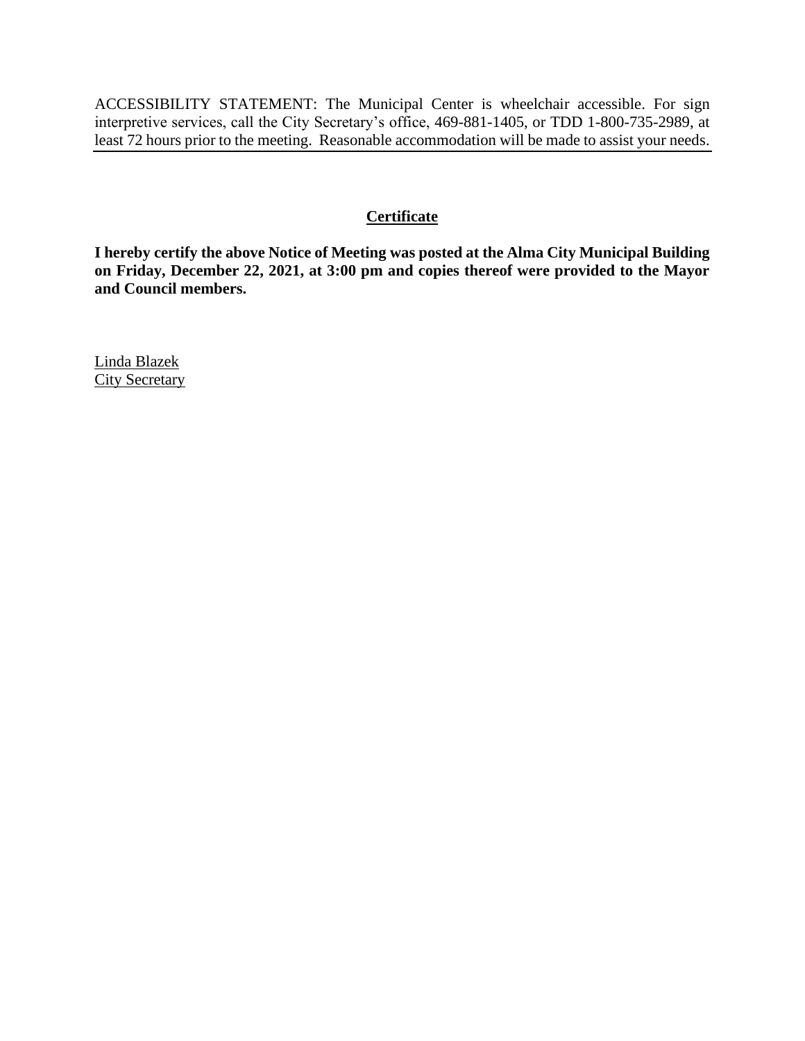ACCESSIBILITY STATEMENT: The Municipal Center is wheelchair accessible. For sign interpretive services, call the City Secretary's office, 469-881-1405, or TDD 1-800-735-2989, at least 72 hours prior to the meeting. Reasonable accommodation will be made to assist your needs.

---

## Certificate

**I hereby certify the above Notice of Meeting was posted at the Alma City Municipal Building on Friday, December 22, 2021, at 3:00 pm and copies thereof were provided to the Mayor and Council members.**

Linda Blazek
City Secretary